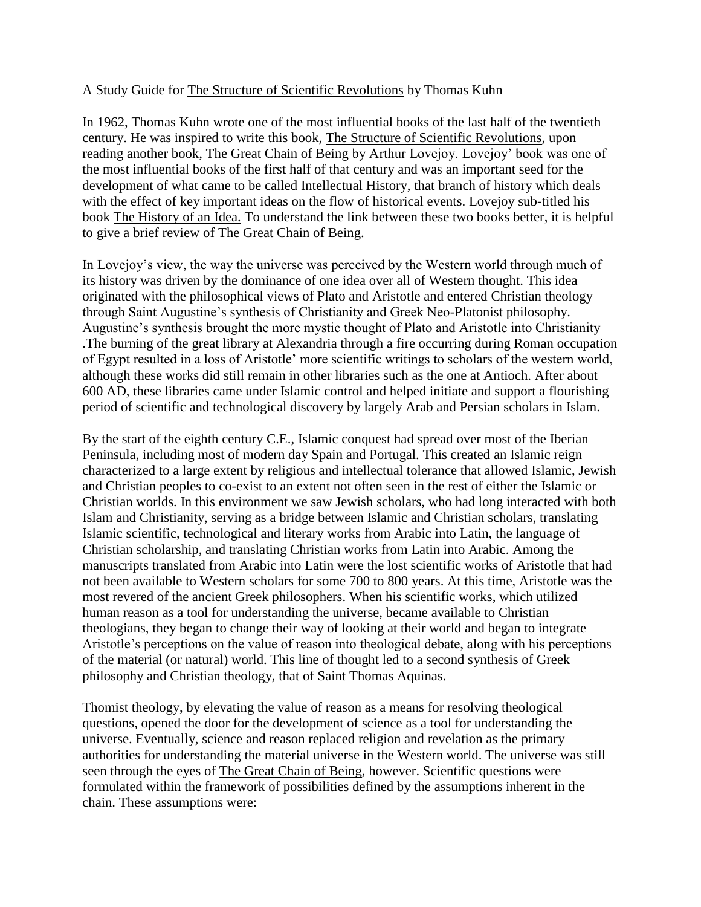A Study Guide for <u>The Structure of Scientific Revolutions</u> by Thomas Kuhn

In 1962, Thomas Kuhn wrote one of the most influential books of the last half of the twentieth century. He was inspired to write this book, <u>The Structure of Scientific Revolutions</u>, upon reading another book, <u>The Great Chain of Being</u> by Arthur Lovejoy. Lovejoy' book was one of the most influential books of the first half of that century and was an important seed for the development of what came to be called Intellectual History, that branch of history which deals with the effect of key important ideas on the flow of historical events. Lovejoy sub-titled his book <u>The History of an Idea.</u> To understand the link between these two books better, it is helpful to give a brief review of <u>The Great Chain of Being</u>.

In Lovejoy's view, the way the universe was perceived by the Western world through much of its history was driven by the dominance of one idea over all of Western thought. This idea originated with the philosophical views of Plato and Aristotle and entered Christian theology through Saint Augustine's synthesis of Christianity and Greek Neo-Platonist philosophy. Augustine's synthesis brought the more mystic thought of Plato and Aristotle into Christianity .The burning of the great library at Alexandria through a fire occurring during Roman occupation of Egypt resulted in a loss of Aristotle' more scientific writings to scholars of the western world, although these works did still remain in other libraries such as the one at Antioch. After about 600 AD, these libraries came under Islamic control and helped initiate and support a flourishing period of scientific and technological discovery by largely Arab and Persian scholars in Islam.

By the start of the eighth century C.E., Islamic conquest had spread over most of the Iberian Peninsula, including most of modern day Spain and Portugal. This created an Islamic reign characterized to a large extent by religious and intellectual tolerance that allowed Islamic, Jewish and Christian peoples to co-exist to an extent not often seen in the rest of either the Islamic or Christian worlds. In this environment we saw Jewish scholars, who had long interacted with both Islam and Christianity, serving as a bridge between Islamic and Christian scholars, translating Islamic scientific, technological and literary works from Arabic into Latin, the language of Christian scholarship, and translating Christian works from Latin into Arabic. Among the manuscripts translated from Arabic into Latin were the lost scientific works of Aristotle that had not been available to Western scholars for some 700 to 800 years. At this time, Aristotle was the most revered of the ancient Greek philosophers. When his scientific works, which utilized human reason as a tool for understanding the universe, became available to Christian theologians, they began to change their way of looking at their world and began to integrate Aristotle's perceptions on the value of reason into theological debate, along with his perceptions of the material (or natural) world. This line of thought led to a second synthesis of Greek philosophy and Christian theology, that of Saint Thomas Aquinas.

Thomist theology, by elevating the value of reason as a means for resolving theological questions, opened the door for the development of science as a tool for understanding the universe. Eventually, science and reason replaced religion and revelation as the primary authorities for understanding the material universe in the Western world. The universe was still seen through the eyes of <u>The Great Chain of Being</u>, however. Scientific questions were formulated within the framework of possibilities defined by the assumptions inherent in the chain. These assumptions were: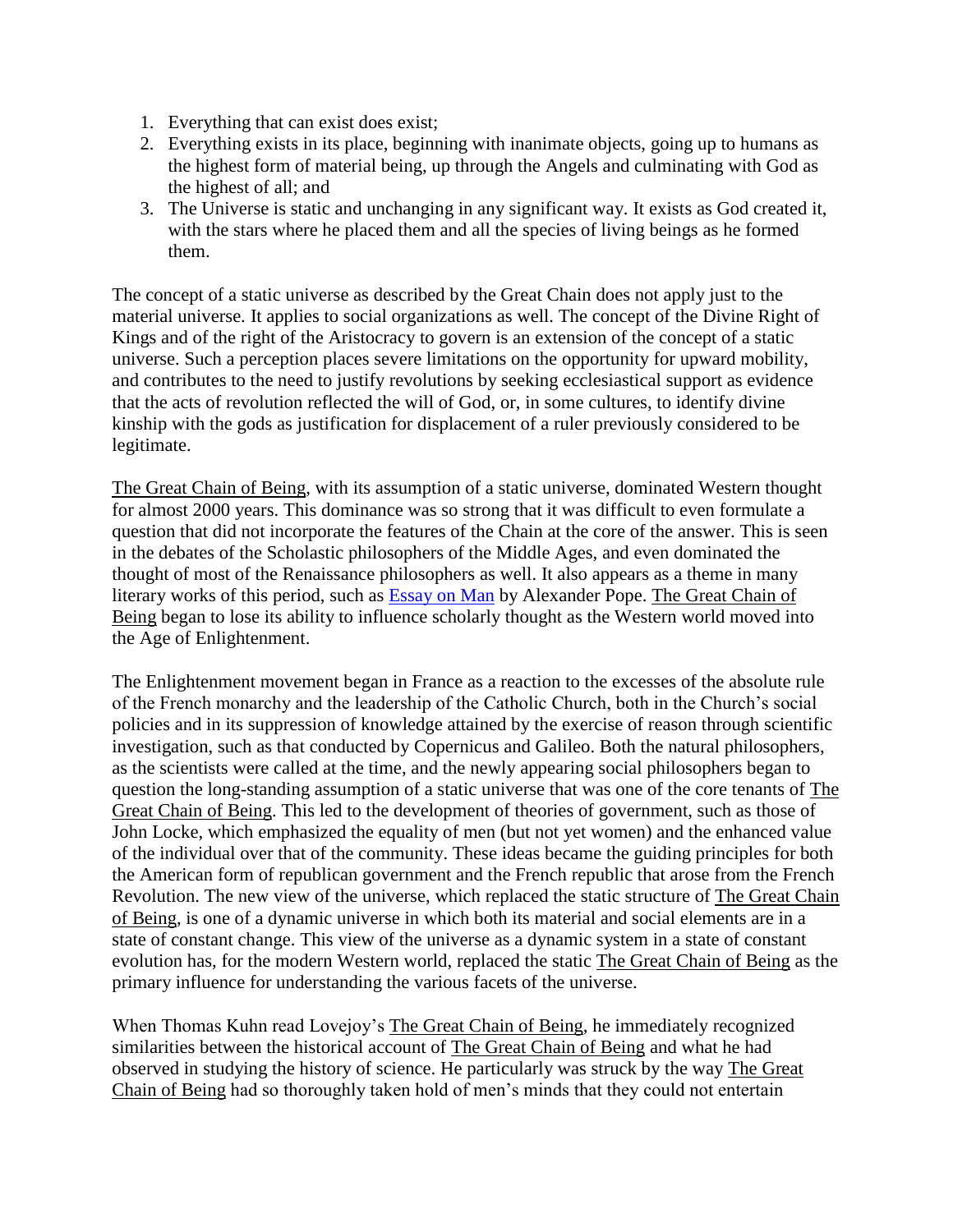1. Everything that can exist does exist;
2. Everything exists in its place, beginning with inanimate objects, going up to humans as the highest form of material being, up through the Angels and culminating with God as the highest of all; and
3. The Universe is static and unchanging in any significant way. It exists as God created it, with the stars where he placed them and all the species of living beings as he formed them.

The concept of a static universe as described by the Great Chain does not apply just to the material universe. It applies to social organizations as well. The concept of the Divine Right of Kings and of the right of the Aristocracy to govern is an extension of the concept of a static universe. Such a perception places severe limitations on the opportunity for upward mobility, and contributes to the need to justify revolutions by seeking ecclesiastical support as evidence that the acts of revolution reflected the will of God, or, in some cultures, to identify divine kinship with the gods as justification for displacement of a ruler previously considered to be legitimate.

The Great Chain of Being, with its assumption of a static universe, dominated Western thought for almost 2000 years. This dominance was so strong that it was difficult to even formulate a question that did not incorporate the features of the Chain at the core of the answer. This is seen in the debates of the Scholastic philosophers of the Middle Ages, and even dominated the thought of most of the Renaissance philosophers as well. It also appears as a theme in many literary works of this period, such as Essay on Man by Alexander Pope. The Great Chain of Being began to lose its ability to influence scholarly thought as the Western world moved into the Age of Enlightenment.

The Enlightenment movement began in France as a reaction to the excesses of the absolute rule of the French monarchy and the leadership of the Catholic Church, both in the Church's social policies and in its suppression of knowledge attained by the exercise of reason through scientific investigation, such as that conducted by Copernicus and Galileo. Both the natural philosophers, as the scientists were called at the time, and the newly appearing social philosophers began to question the long-standing assumption of a static universe that was one of the core tenants of The Great Chain of Being. This led to the development of theories of government, such as those of John Locke, which emphasized the equality of men (but not yet women) and the enhanced value of the individual over that of the community. These ideas became the guiding principles for both the American form of republican government and the French republic that arose from the French Revolution. The new view of the universe, which replaced the static structure of The Great Chain of Being, is one of a dynamic universe in which both its material and social elements are in a state of constant change. This view of the universe as a dynamic system in a state of constant evolution has, for the modern Western world, replaced the static The Great Chain of Being as the primary influence for understanding the various facets of the universe.

When Thomas Kuhn read Lovejoy's The Great Chain of Being, he immediately recognized similarities between the historical account of The Great Chain of Being and what he had observed in studying the history of science. He particularly was struck by the way The Great Chain of Being had so thoroughly taken hold of men's minds that they could not entertain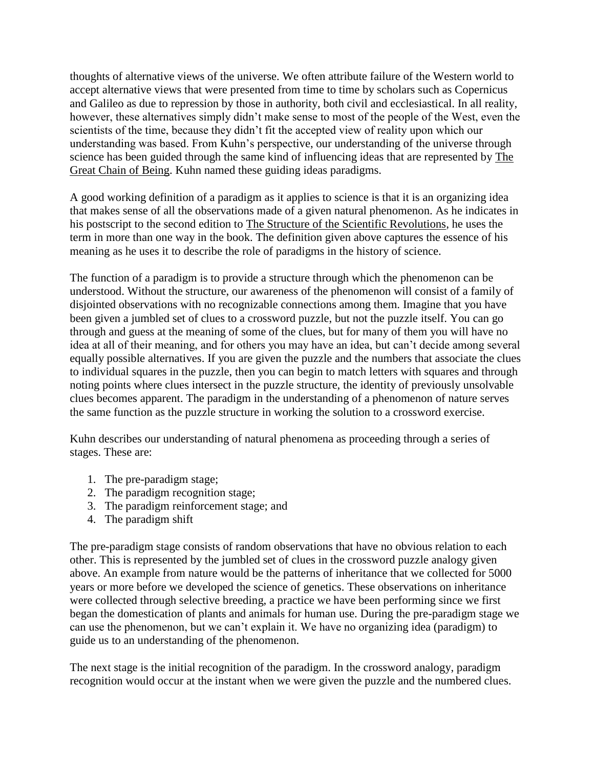thoughts of alternative views of the universe. We often attribute failure of the Western world to accept alternative views that were presented from time to time by scholars such as Copernicus and Galileo as due to repression by those in authority, both civil and ecclesiastical. In all reality, however, these alternatives simply didn't make sense to most of the people of the West, even the scientists of the time, because they didn't fit the accepted view of reality upon which our understanding was based. From Kuhn's perspective, our understanding of the universe through science has been guided through the same kind of influencing ideas that are represented by The Great Chain of Being. Kuhn named these guiding ideas paradigms.

A good working definition of a paradigm as it applies to science is that it is an organizing idea that makes sense of all the observations made of a given natural phenomenon. As he indicates in his postscript to the second edition to The Structure of the Scientific Revolutions, he uses the term in more than one way in the book. The definition given above captures the essence of his meaning as he uses it to describe the role of paradigms in the history of science.

The function of a paradigm is to provide a structure through which the phenomenon can be understood. Without the structure, our awareness of the phenomenon will consist of a family of disjointed observations with no recognizable connections among them. Imagine that you have been given a jumbled set of clues to a crossword puzzle, but not the puzzle itself. You can go through and guess at the meaning of some of the clues, but for many of them you will have no idea at all of their meaning, and for others you may have an idea, but can't decide among several equally possible alternatives. If you are given the puzzle and the numbers that associate the clues to individual squares in the puzzle, then you can begin to match letters with squares and through noting points where clues intersect in the puzzle structure, the identity of previously unsolvable clues becomes apparent. The paradigm in the understanding of a phenomenon of nature serves the same function as the puzzle structure in working the solution to a crossword exercise.

Kuhn describes our understanding of natural phenomena as proceeding through a series of stages. These are:

1. The pre-paradigm stage;
2. The paradigm recognition stage;
3. The paradigm reinforcement stage; and
4. The paradigm shift

The pre-paradigm stage consists of random observations that have no obvious relation to each other. This is represented by the jumbled set of clues in the crossword puzzle analogy given above. An example from nature would be the patterns of inheritance that we collected for 5000 years or more before we developed the science of genetics. These observations on inheritance were collected through selective breeding, a practice we have been performing since we first began the domestication of plants and animals for human use. During the pre-paradigm stage we can use the phenomenon, but we can't explain it. We have no organizing idea (paradigm) to guide us to an understanding of the phenomenon.

The next stage is the initial recognition of the paradigm. In the crossword analogy, paradigm recognition would occur at the instant when we were given the puzzle and the numbered clues.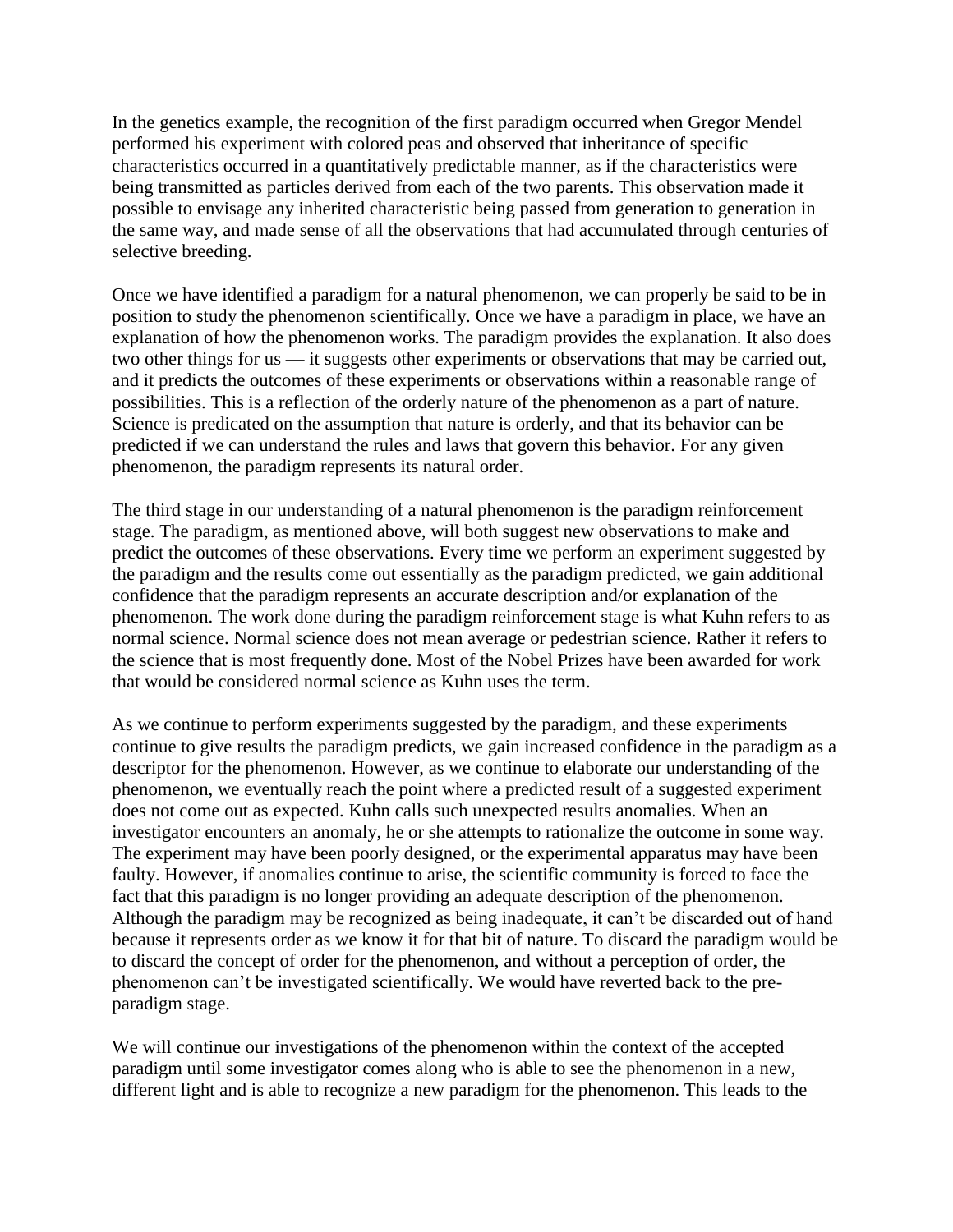In the genetics example, the recognition of the first paradigm occurred when Gregor Mendel performed his experiment with colored peas and observed that inheritance of specific characteristics occurred in a quantitatively predictable manner, as if the characteristics were being transmitted as particles derived from each of the two parents. This observation made it possible to envisage any inherited characteristic being passed from generation to generation in the same way, and made sense of all the observations that had accumulated through centuries of selective breeding.

Once we have identified a paradigm for a natural phenomenon, we can properly be said to be in position to study the phenomenon scientifically. Once we have a paradigm in place, we have an explanation of how the phenomenon works. The paradigm provides the explanation. It also does two other things for us — it suggests other experiments or observations that may be carried out, and it predicts the outcomes of these experiments or observations within a reasonable range of possibilities. This is a reflection of the orderly nature of the phenomenon as a part of nature. Science is predicated on the assumption that nature is orderly, and that its behavior can be predicted if we can understand the rules and laws that govern this behavior. For any given phenomenon, the paradigm represents its natural order.

The third stage in our understanding of a natural phenomenon is the paradigm reinforcement stage. The paradigm, as mentioned above, will both suggest new observations to make and predict the outcomes of these observations. Every time we perform an experiment suggested by the paradigm and the results come out essentially as the paradigm predicted, we gain additional confidence that the paradigm represents an accurate description and/or explanation of the phenomenon. The work done during the paradigm reinforcement stage is what Kuhn refers to as normal science. Normal science does not mean average or pedestrian science. Rather it refers to the science that is most frequently done. Most of the Nobel Prizes have been awarded for work that would be considered normal science as Kuhn uses the term.

As we continue to perform experiments suggested by the paradigm, and these experiments continue to give results the paradigm predicts, we gain increased confidence in the paradigm as a descriptor for the phenomenon. However, as we continue to elaborate our understanding of the phenomenon, we eventually reach the point where a predicted result of a suggested experiment does not come out as expected. Kuhn calls such unexpected results anomalies. When an investigator encounters an anomaly, he or she attempts to rationalize the outcome in some way. The experiment may have been poorly designed, or the experimental apparatus may have been faulty. However, if anomalies continue to arise, the scientific community is forced to face the fact that this paradigm is no longer providing an adequate description of the phenomenon. Although the paradigm may be recognized as being inadequate, it can't be discarded out of hand because it represents order as we know it for that bit of nature. To discard the paradigm would be to discard the concept of order for the phenomenon, and without a perception of order, the phenomenon can't be investigated scientifically. We would have reverted back to the pre-paradigm stage.

We will continue our investigations of the phenomenon within the context of the accepted paradigm until some investigator comes along who is able to see the phenomenon in a new, different light and is able to recognize a new paradigm for the phenomenon. This leads to the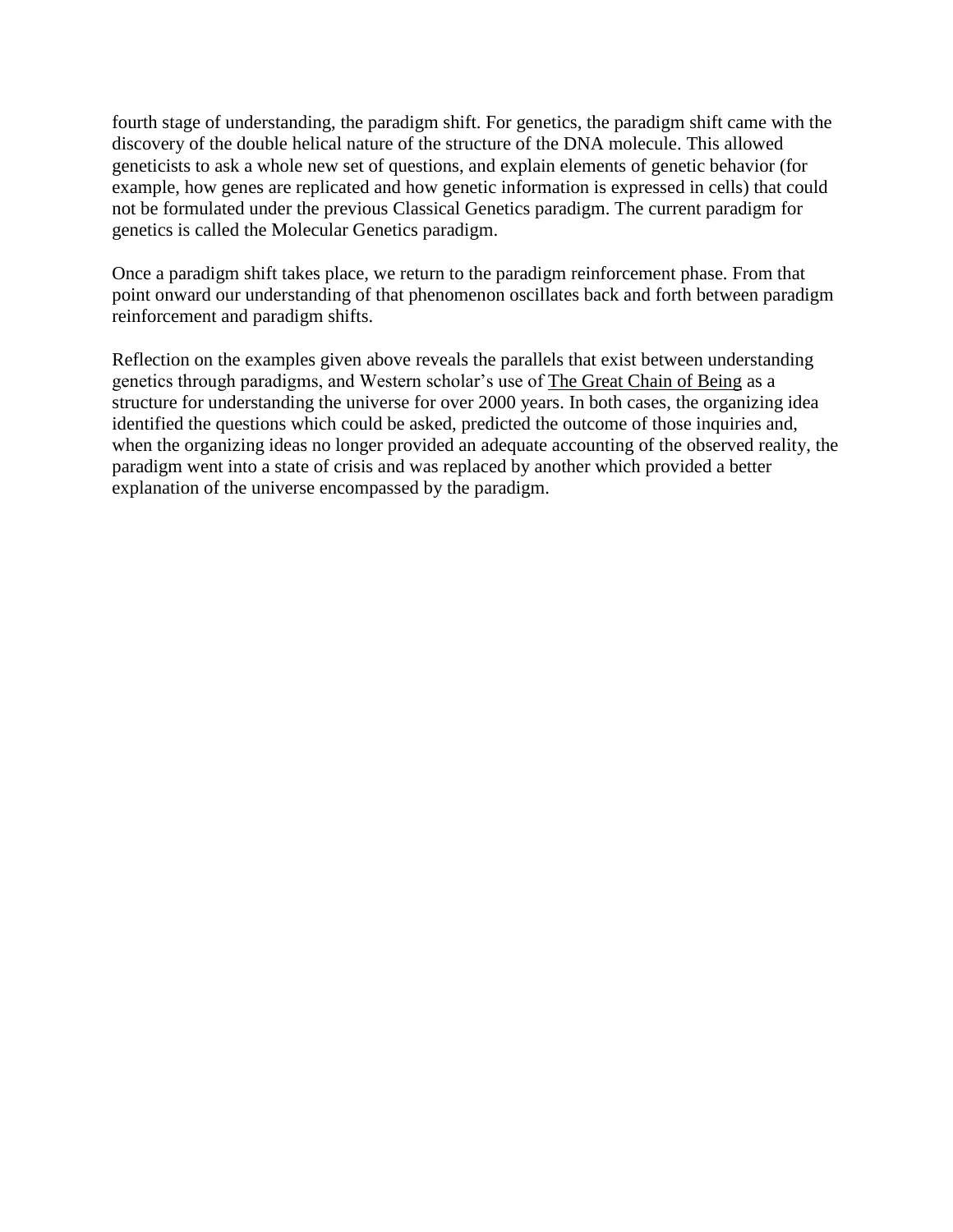fourth stage of understanding, the paradigm shift. For genetics, the paradigm shift came with the discovery of the double helical nature of the structure of the DNA molecule. This allowed geneticists to ask a whole new set of questions, and explain elements of genetic behavior (for example, how genes are replicated and how genetic information is expressed in cells) that could not be formulated under the previous Classical Genetics paradigm. The current paradigm for genetics is called the Molecular Genetics paradigm.

Once a paradigm shift takes place, we return to the paradigm reinforcement phase. From that point onward our understanding of that phenomenon oscillates back and forth between paradigm reinforcement and paradigm shifts.

Reflection on the examples given above reveals the parallels that exist between understanding genetics through paradigms, and Western scholar's use of The Great Chain of Being as a structure for understanding the universe for over 2000 years. In both cases, the organizing idea identified the questions which could be asked, predicted the outcome of those inquiries and, when the organizing ideas no longer provided an adequate accounting of the observed reality, the paradigm went into a state of crisis and was replaced by another which provided a better explanation of the universe encompassed by the paradigm.